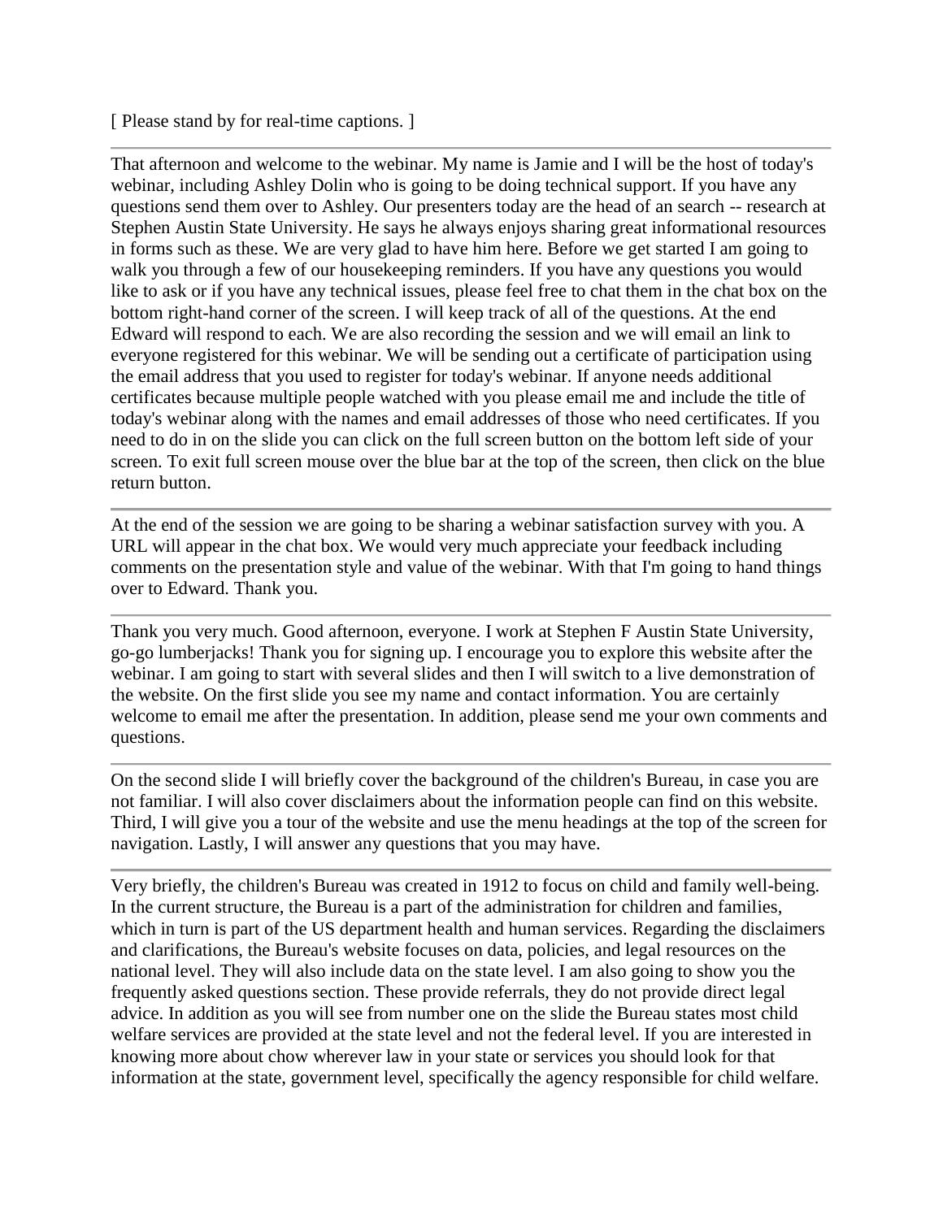[ Please stand by for real-time captions. ]

---

That afternoon and welcome to the webinar. My name is Jamie and I will be the host of today's webinar, including Ashley Dolin who is going to be doing technical support. If you have any questions send them over to Ashley. Our presenters today are the head of an search -- research at Stephen Austin State University. He says he always enjoys sharing great informational resources in forms such as these. We are very glad to have him here. Before we get started I am going to walk you through a few of our housekeeping reminders. If you have any questions you would like to ask or if you have any technical issues, please feel free to chat them in the chat box on the bottom right-hand corner of the screen. I will keep track of all of the questions. At the end Edward will respond to each. We are also recording the session and we will email an link to everyone registered for this webinar. We will be sending out a certificate of participation using the email address that you used to register for today's webinar. If anyone needs additional certificates because multiple people watched with you please email me and include the title of today's webinar along with the names and email addresses of those who need certificates. If you need to do in on the slide you can click on the full screen button on the bottom left side of your screen. To exit full screen mouse over the blue bar at the top of the screen, then click on the blue return button.

---

At the end of the session we are going to be sharing a webinar satisfaction survey with you. A URL will appear in the chat box. We would very much appreciate your feedback including comments on the presentation style and value of the webinar. With that I'm going to hand things over to Edward. Thank you.

---

Thank you very much. Good afternoon, everyone. I work at Stephen F Austin State University, go-go lumberjacks! Thank you for signing up. I encourage you to explore this website after the webinar. I am going to start with several slides and then I will switch to a live demonstration of the website. On the first slide you see my name and contact information. You are certainly welcome to email me after the presentation. In addition, please send me your own comments and questions.

---

On the second slide I will briefly cover the background of the children's Bureau, in case you are not familiar. I will also cover disclaimers about the information people can find on this website. Third, I will give you a tour of the website and use the menu headings at the top of the screen for navigation. Lastly, I will answer any questions that you may have.

---

Very briefly, the children's Bureau was created in 1912 to focus on child and family well-being. In the current structure, the Bureau is a part of the administration for children and families, which in turn is part of the US department health and human services. Regarding the disclaimers and clarifications, the Bureau's website focuses on data, policies, and legal resources on the national level. They will also include data on the state level. I am also going to show you the frequently asked questions section. These provide referrals, they do not provide direct legal advice. In addition as you will see from number one on the slide the Bureau states most child welfare services are provided at the state level and not the federal level. If you are interested in knowing more about chow wherever law in your state or services you should look for that information at the state, government level, specifically the agency responsible for child welfare.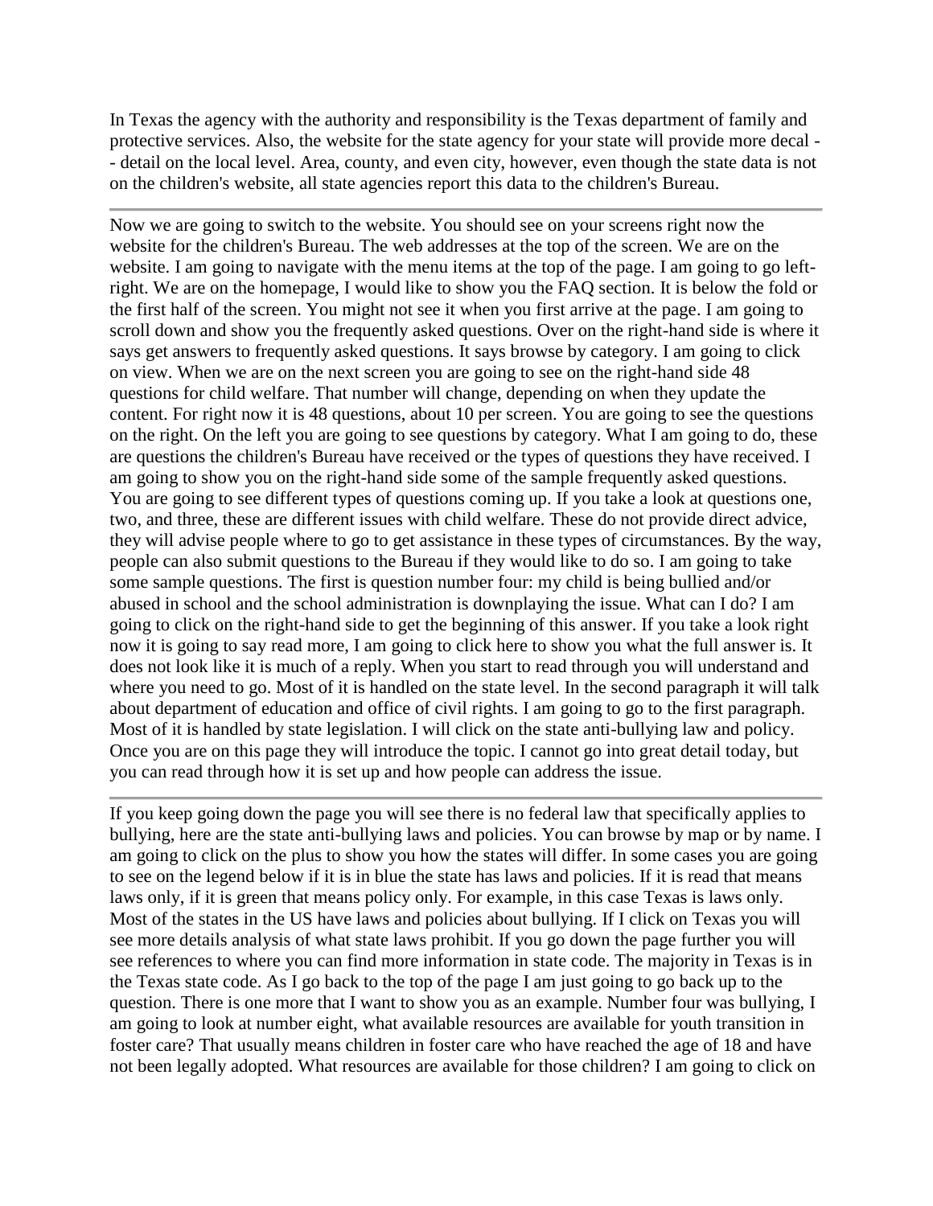In Texas the agency with the authority and responsibility is the Texas department of family and protective services. Also, the website for the state agency for your state will provide more decal -- detail on the local level. Area, county, and even city, however, even though the state data is not on the children's website, all state agencies report this data to the children's Bureau.

---

Now we are going to switch to the website. You should see on your screens right now the website for the children's Bureau. The web addresses at the top of the screen. We are on the website. I am going to navigate with the menu items at the top of the page. I am going to go left-right. We are on the homepage, I would like to show you the FAQ section. It is below the fold or the first half of the screen. You might not see it when you first arrive at the page. I am going to scroll down and show you the frequently asked questions. Over on the right-hand side is where it says get answers to frequently asked questions. It says browse by category. I am going to click on view. When we are on the next screen you are going to see on the right-hand side 48 questions for child welfare. That number will change, depending on when they update the content. For right now it is 48 questions, about 10 per screen. You are going to see the questions on the right. On the left you are going to see questions by category. What I am going to do, these are questions the children's Bureau have received or the types of questions they have received. I am going to show you on the right-hand side some of the sample frequently asked questions. You are going to see different types of questions coming up. If you take a look at questions one, two, and three, these are different issues with child welfare. These do not provide direct advice, they will advise people where to go to get assistance in these types of circumstances. By the way, people can also submit questions to the Bureau if they would like to do so. I am going to take some sample questions. The first is question number four: my child is being bullied and/or abused in school and the school administration is downplaying the issue. What can I do? I am going to click on the right-hand side to get the beginning of this answer. If you take a look right now it is going to say read more, I am going to click here to show you what the full answer is. It does not look like it is much of a reply. When you start to read through you will understand and where you need to go. Most of it is handled on the state level. In the second paragraph it will talk about department of education and office of civil rights. I am going to go to the first paragraph. Most of it is handled by state legislation. I will click on the state anti-bullying law and policy. Once you are on this page they will introduce the topic. I cannot go into great detail today, but you can read through how it is set up and how people can address the issue.

---

If you keep going down the page you will see there is no federal law that specifically applies to bullying, here are the state anti-bullying laws and policies. You can browse by map or by name. I am going to click on the plus to show you how the states will differ. In some cases you are going to see on the legend below if it is in blue the state has laws and policies. If it is read that means laws only, if it is green that means policy only. For example, in this case Texas is laws only. Most of the states in the US have laws and policies about bullying. If I click on Texas you will see more details analysis of what state laws prohibit. If you go down the page further you will see references to where you can find more information in state code. The majority in Texas is in the Texas state code. As I go back to the top of the page I am just going to go back up to the question. There is one more that I want to show you as an example. Number four was bullying, I am going to look at number eight, what available resources are available for youth transition in foster care? That usually means children in foster care who have reached the age of 18 and have not been legally adopted. What resources are available for those children? I am going to click on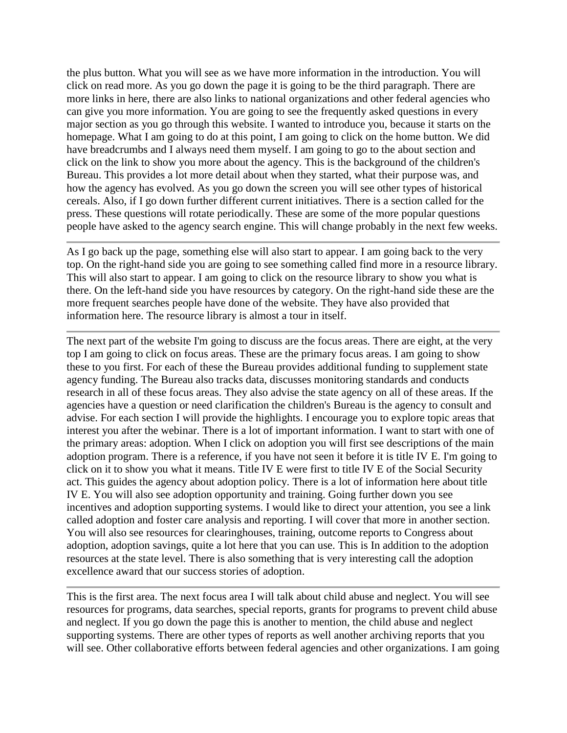the plus button. What you will see as we have more information in the introduction. You will click on read more. As you go down the page it is going to be the third paragraph. There are more links in here, there are also links to national organizations and other federal agencies who can give you more information. You are going to see the frequently asked questions in every major section as you go through this website. I wanted to introduce you, because it starts on the homepage. What I am going to do at this point, I am going to click on the home button. We did have breadcrumbs and I always need them myself. I am going to go to the about section and click on the link to show you more about the agency. This is the background of the children's Bureau. This provides a lot more detail about when they started, what their purpose was, and how the agency has evolved. As you go down the screen you will see other types of historical cereals. Also, if I go down further different current initiatives. There is a section called for the press. These questions will rotate periodically. These are some of the more popular questions people have asked to the agency search engine. This will change probably in the next few weeks.

---

As I go back up the page, something else will also start to appear. I am going back to the very top. On the right-hand side you are going to see something called find more in a resource library. This will also start to appear. I am going to click on the resource library to show you what is there. On the left-hand side you have resources by category. On the right-hand side these are the more frequent searches people have done of the website. They have also provided that information here. The resource library is almost a tour in itself.

---

The next part of the website I'm going to discuss are the focus areas. There are eight, at the very top I am going to click on focus areas. These are the primary focus areas. I am going to show these to you first. For each of these the Bureau provides additional funding to supplement state agency funding. The Bureau also tracks data, discusses monitoring standards and conducts research in all of these focus areas. They also advise the state agency on all of these areas. If the agencies have a question or need clarification the children's Bureau is the agency to consult and advise. For each section I will provide the highlights. I encourage you to explore topic areas that interest you after the webinar. There is a lot of important information. I want to start with one of the primary areas: adoption. When I click on adoption you will first see descriptions of the main adoption program. There is a reference, if you have not seen it before it is title IV E. I'm going to click on it to show you what it means. Title IV E were first to title IV E of the Social Security act. This guides the agency about adoption policy. There is a lot of information here about title IV E. You will also see adoption opportunity and training. Going further down you see incentives and adoption supporting systems. I would like to direct your attention, you see a link called adoption and foster care analysis and reporting. I will cover that more in another section. You will also see resources for clearinghouses, training, outcome reports to Congress about adoption, adoption savings, quite a lot here that you can use. This is In addition to the adoption resources at the state level. There is also something that is very interesting call the adoption excellence award that our success stories of adoption.

---

This is the first area. The next focus area I will talk about child abuse and neglect. You will see resources for programs, data searches, special reports, grants for programs to prevent child abuse and neglect. If you go down the page this is another to mention, the child abuse and neglect supporting systems. There are other types of reports as well another archiving reports that you will see. Other collaborative efforts between federal agencies and other organizations. I am going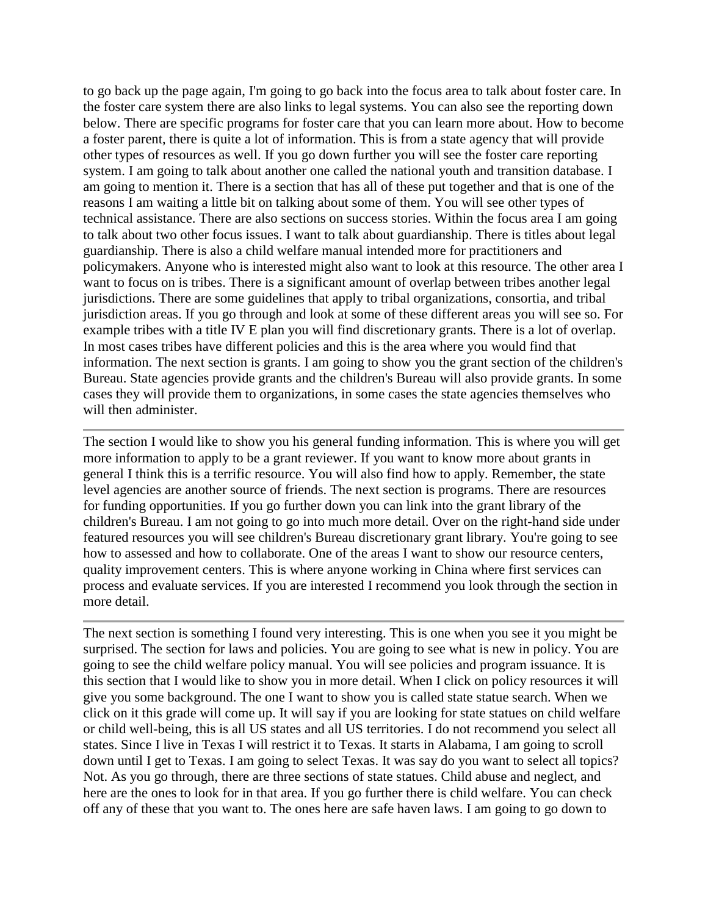to go back up the page again, I'm going to go back into the focus area to talk about foster care. In the foster care system there are also links to legal systems. You can also see the reporting down below. There are specific programs for foster care that you can learn more about. How to become a foster parent, there is quite a lot of information. This is from a state agency that will provide other types of resources as well. If you go down further you will see the foster care reporting system. I am going to talk about another one called the national youth and transition database. I am going to mention it. There is a section that has all of these put together and that is one of the reasons I am waiting a little bit on talking about some of them. You will see other types of technical assistance. There are also sections on success stories. Within the focus area I am going to talk about two other focus issues. I want to talk about guardianship. There is titles about legal guardianship. There is also a child welfare manual intended more for practitioners and policymakers. Anyone who is interested might also want to look at this resource. The other area I want to focus on is tribes. There is a significant amount of overlap between tribes another legal jurisdictions. There are some guidelines that apply to tribal organizations, consortia, and tribal jurisdiction areas. If you go through and look at some of these different areas you will see so. For example tribes with a title IV E plan you will find discretionary grants. There is a lot of overlap. In most cases tribes have different policies and this is the area where you would find that information. The next section is grants. I am going to show you the grant section of the children's Bureau. State agencies provide grants and the children's Bureau will also provide grants. In some cases they will provide them to organizations, in some cases the state agencies themselves who will then administer.

---

The section I would like to show you his general funding information. This is where you will get more information to apply to be a grant reviewer. If you want to know more about grants in general I think this is a terrific resource. You will also find how to apply. Remember, the state level agencies are another source of friends. The next section is programs. There are resources for funding opportunities. If you go further down you can link into the grant library of the children's Bureau. I am not going to go into much more detail. Over on the right-hand side under featured resources you will see children's Bureau discretionary grant library. You're going to see how to assessed and how to collaborate. One of the areas I want to show our resource centers, quality improvement centers. This is where anyone working in China where first services can process and evaluate services. If you are interested I recommend you look through the section in more detail.

---

The next section is something I found very interesting. This is one when you see it you might be surprised. The section for laws and policies. You are going to see what is new in policy. You are going to see the child welfare policy manual. You will see policies and program issuance. It is this section that I would like to show you in more detail. When I click on policy resources it will give you some background. The one I want to show you is called state statue search. When we click on it this grade will come up. It will say if you are looking for state statues on child welfare or child well-being, this is all US states and all US territories. I do not recommend you select all states. Since I live in Texas I will restrict it to Texas. It starts in Alabama, I am going to scroll down until I get to Texas. I am going to select Texas. It was say do you want to select all topics? Not. As you go through, there are three sections of state statues. Child abuse and neglect, and here are the ones to look for in that area. If you go further there is child welfare. You can check off any of these that you want to. The ones here are safe haven laws. I am going to go down to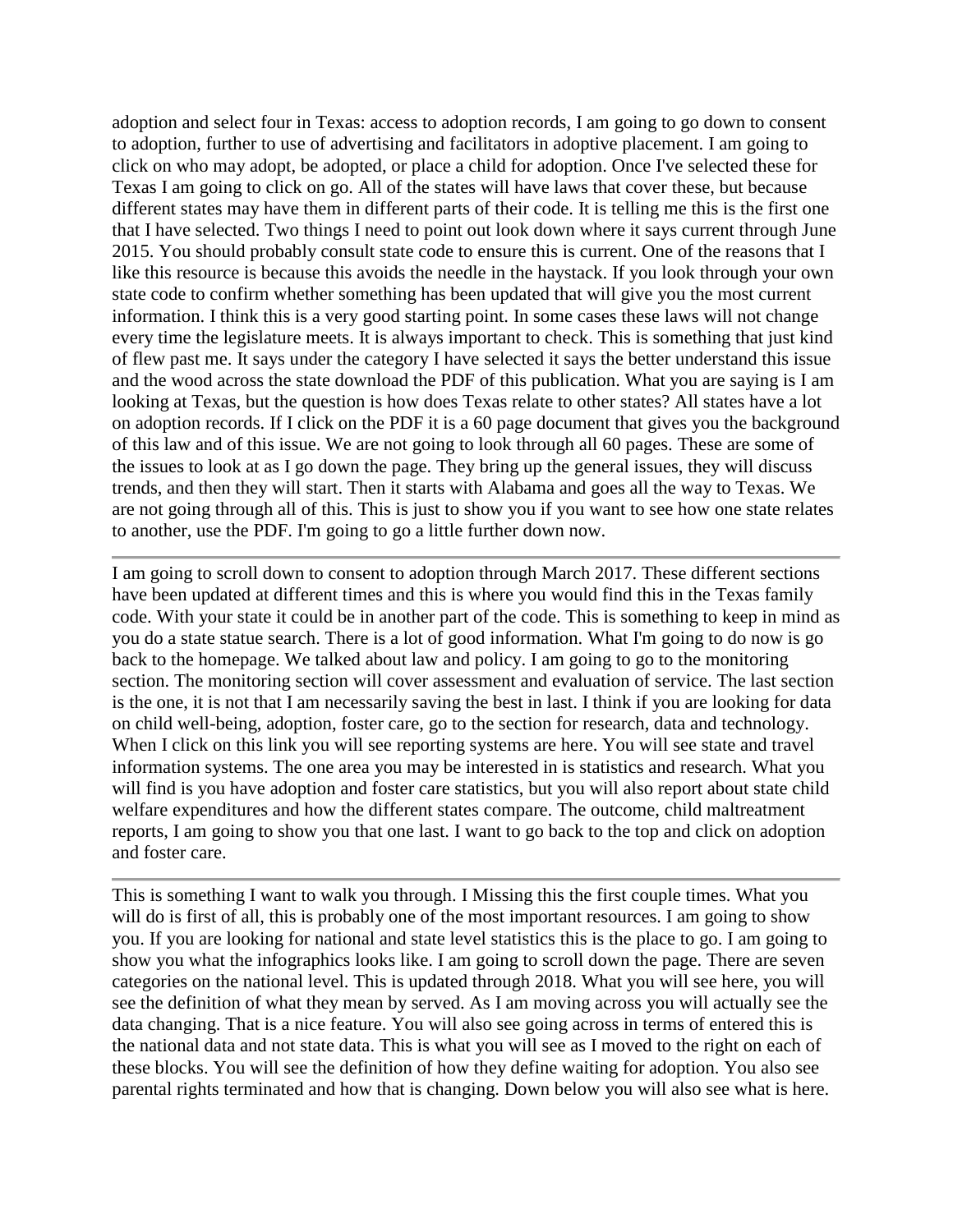adoption and select four in Texas: access to adoption records, I am going to go down to consent to adoption, further to use of advertising and facilitators in adoptive placement. I am going to click on who may adopt, be adopted, or place a child for adoption. Once I've selected these for Texas I am going to click on go. All of the states will have laws that cover these, but because different states may have them in different parts of their code. It is telling me this is the first one that I have selected. Two things I need to point out look down where it says current through June 2015. You should probably consult state code to ensure this is current. One of the reasons that I like this resource is because this avoids the needle in the haystack. If you look through your own state code to confirm whether something has been updated that will give you the most current information. I think this is a very good starting point. In some cases these laws will not change every time the legislature meets. It is always important to check. This is something that just kind of flew past me. It says under the category I have selected it says the better understand this issue and the wood across the state download the PDF of this publication. What you are saying is I am looking at Texas, but the question is how does Texas relate to other states? All states have a lot on adoption records. If I click on the PDF it is a 60 page document that gives you the background of this law and of this issue. We are not going to look through all 60 pages. These are some of the issues to look at as I go down the page. They bring up the general issues, they will discuss trends, and then they will start. Then it starts with Alabama and goes all the way to Texas. We are not going through all of this. This is just to show you if you want to see how one state relates to another, use the PDF. I'm going to go a little further down now.

---

I am going to scroll down to consent to adoption through March 2017. These different sections have been updated at different times and this is where you would find this in the Texas family code. With your state it could be in another part of the code. This is something to keep in mind as you do a state statue search. There is a lot of good information. What I'm going to do now is go back to the homepage. We talked about law and policy. I am going to go to the monitoring section. The monitoring section will cover assessment and evaluation of service. The last section is the one, it is not that I am necessarily saving the best in last. I think if you are looking for data on child well-being, adoption, foster care, go to the section for research, data and technology. When I click on this link you will see reporting systems are here. You will see state and travel information systems. The one area you may be interested in is statistics and research. What you will find is you have adoption and foster care statistics, but you will also report about state child welfare expenditures and how the different states compare. The outcome, child maltreatment reports, I am going to show you that one last. I want to go back to the top and click on adoption and foster care.

---

This is something I want to walk you through. I Missing this the first couple times. What you will do is first of all, this is probably one of the most important resources. I am going to show you. If you are looking for national and state level statistics this is the place to go. I am going to show you what the infographics looks like. I am going to scroll down the page. There are seven categories on the national level. This is updated through 2018. What you will see here, you will see the definition of what they mean by served. As I am moving across you will actually see the data changing. That is a nice feature. You will also see going across in terms of entered this is the national data and not state data. This is what you will see as I moved to the right on each of these blocks. You will see the definition of how they define waiting for adoption. You also see parental rights terminated and how that is changing. Down below you will also see what is here.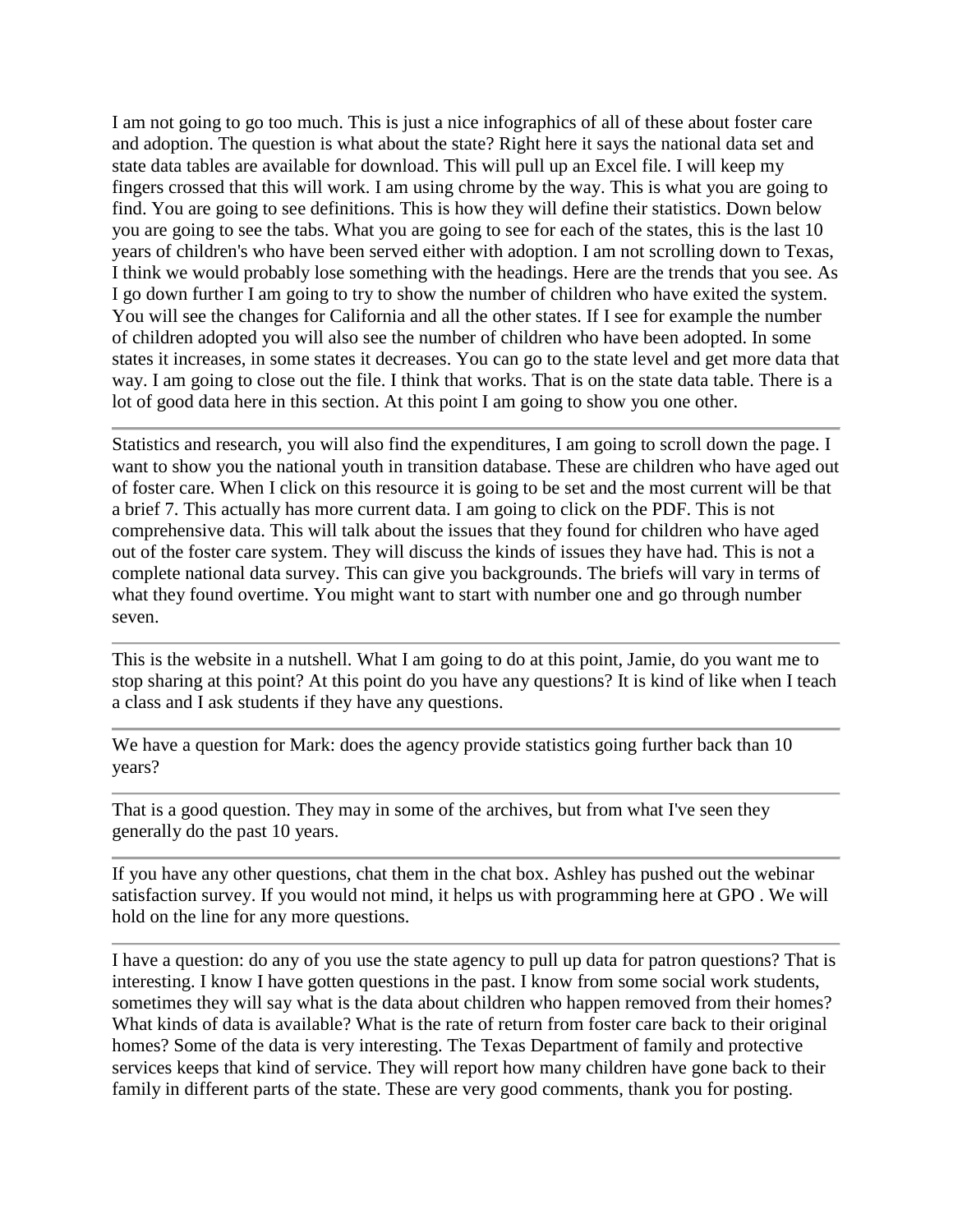I am not going to go too much. This is just a nice infographics of all of these about foster care and adoption. The question is what about the state? Right here it says the national data set and state data tables are available for download. This will pull up an Excel file. I will keep my fingers crossed that this will work. I am using chrome by the way. This is what you are going to find. You are going to see definitions. This is how they will define their statistics. Down below you are going to see the tabs. What you are going to see for each of the states, this is the last 10 years of children's who have been served either with adoption. I am not scrolling down to Texas, I think we would probably lose something with the headings. Here are the trends that you see. As I go down further I am going to try to show the number of children who have exited the system. You will see the changes for California and all the other states. If I see for example the number of children adopted you will also see the number of children who have been adopted. In some states it increases, in some states it decreases. You can go to the state level and get more data that way. I am going to close out the file. I think that works. That is on the state data table. There is a lot of good data here in this section. At this point I am going to show you one other.

---

Statistics and research, you will also find the expenditures, I am going to scroll down the page. I want to show you the national youth in transition database. These are children who have aged out of foster care. When I click on this resource it is going to be set and the most current will be that a brief 7. This actually has more current data. I am going to click on the PDF. This is not comprehensive data. This will talk about the issues that they found for children who have aged out of the foster care system. They will discuss the kinds of issues they have had. This is not a complete national data survey. This can give you backgrounds. The briefs will vary in terms of what they found overtime. You might want to start with number one and go through number seven.

---

This is the website in a nutshell. What I am going to do at this point, Jamie, do you want me to stop sharing at this point? At this point do you have any questions? It is kind of like when I teach a class and I ask students if they have any questions.

---

We have a question for Mark: does the agency provide statistics going further back than 10 years?

---

That is a good question. They may in some of the archives, but from what I've seen they generally do the past 10 years.

---

If you have any other questions, chat them in the chat box. Ashley has pushed out the webinar satisfaction survey. If you would not mind, it helps us with programming here at GPO . We will hold on the line for any more questions.

---

I have a question: do any of you use the state agency to pull up data for patron questions? That is interesting. I know I have gotten questions in the past. I know from some social work students, sometimes they will say what is the data about children who happen removed from their homes? What kinds of data is available? What is the rate of return from foster care back to their original homes? Some of the data is very interesting. The Texas Department of family and protective services keeps that kind of service. They will report how many children have gone back to their family in different parts of the state. These are very good comments, thank you for posting.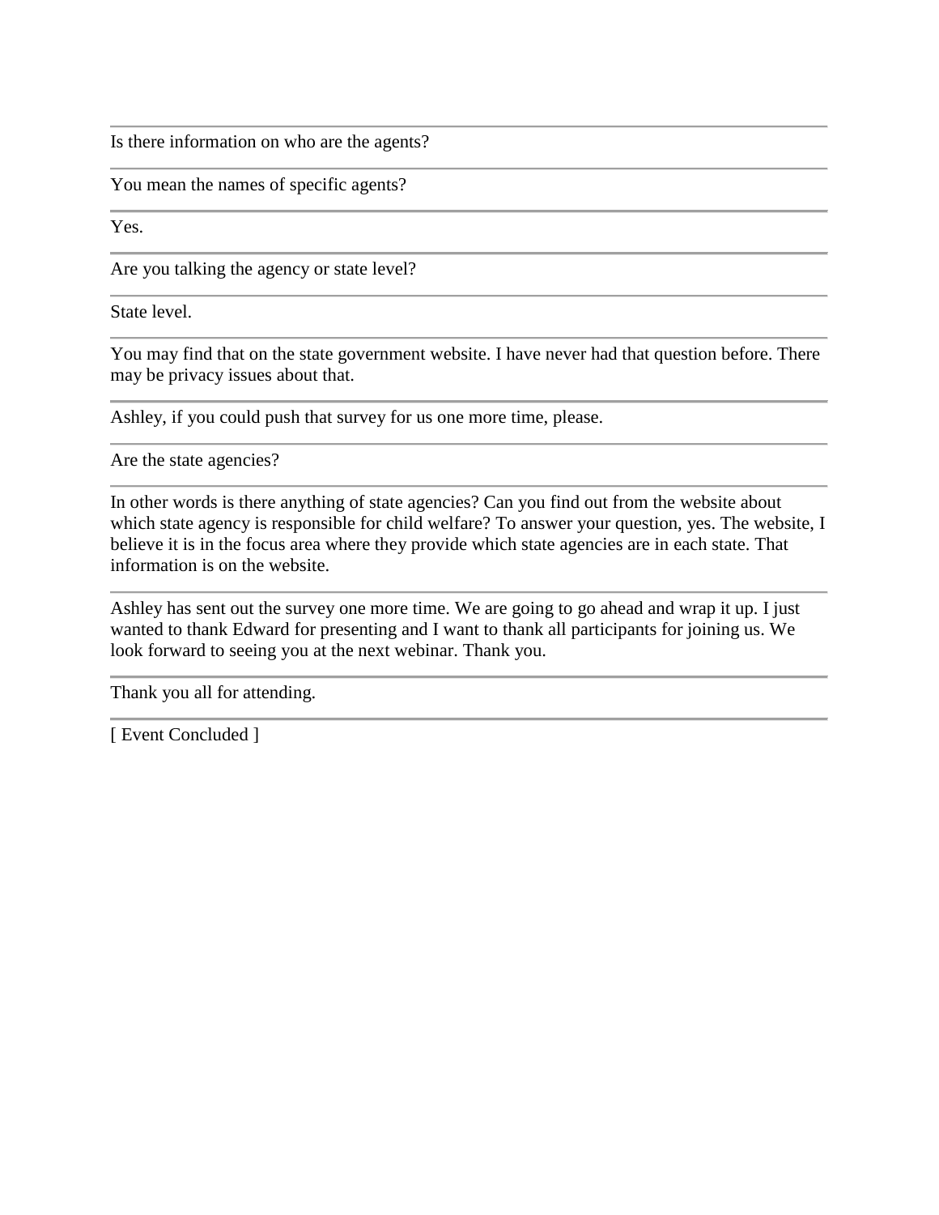Is there information on who are the agents?

You mean the names of specific agents?

Yes.

Are you talking the agency or state level?

State level.

You may find that on the state government website. I have never had that question before. There may be privacy issues about that.

Ashley, if you could push that survey for us one more time, please.

Are the state agencies?

In other words is there anything of state agencies? Can you find out from the website about which state agency is responsible for child welfare? To answer your question, yes. The website, I believe it is in the focus area where they provide which state agencies are in each state. That information is on the website.

Ashley has sent out the survey one more time. We are going to go ahead and wrap it up. I just wanted to thank Edward for presenting and I want to thank all participants for joining us. We look forward to seeing you at the next webinar. Thank you.

Thank you all for attending.

[ Event Concluded ]